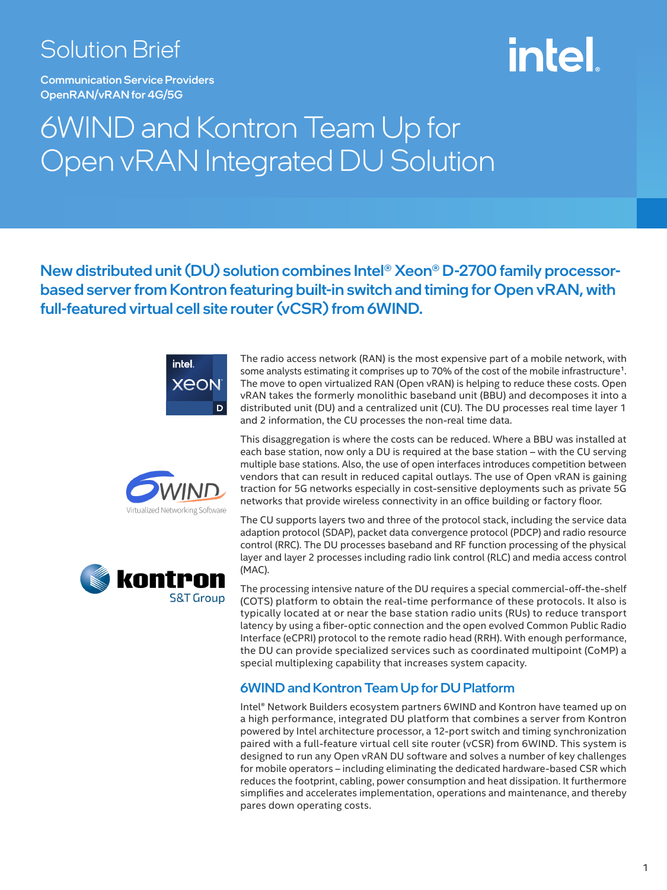Solution Brief

Communication Service Providers
OpenRAN/vRAN for 4G/5G

# 6WIND and Kontron Team Up for Open vRAN Integrated DU Solution

## New distributed unit (DU) solution combines Intel® Xeon® D-2700 family processor-based server from Kontron featuring built-in switch and timing for Open vRAN, with full-featured virtual cell site router (vCSR) from 6WIND.

The radio access network (RAN) is the most expensive part of a mobile network, with some analysts estimating it comprises up to 70% of the cost of the mobile infrastructure[1]. The move to open virtualized RAN (Open vRAN) is helping to reduce these costs. Open vRAN takes the formerly monolithic baseband unit (BBU) and decomposes it into a distributed unit (DU) and a centralized unit (CU). The DU processes real time layer 1 and 2 information, the CU processes the non-real time data.

This disaggregation is where the costs can be reduced. Where a BBU was installed at each base station, now only a DU is required at the base station – with the CU serving multiple base stations. Also, the use of open interfaces introduces competition between vendors that can result in reduced capital outlays. The use of Open vRAN is gaining traction for 5G networks especially in cost-sensitive deployments such as private 5G networks that provide wireless connectivity in an office building or factory floor.

The CU supports layers two and three of the protocol stack, including the service data adaption protocol (SDAP), packet data convergence protocol (PDCP) and radio resource control (RRC). The DU processes baseband and RF function processing of the physical layer and layer 2 processes including radio link control (RLC) and media access control (MAC).

The processing intensive nature of the DU requires a special commercial-off-the-shelf (COTS) platform to obtain the real-time performance of these protocols. It also is typically located at or near the base station radio units (RUs) to reduce transport latency by using a fiber-optic connection and the open evolved Common Public Radio Interface (eCPRI) protocol to the remote radio head (RRH). With enough performance, the DU can provide specialized services such as coordinated multipoint (CoMP) a special multiplexing capability that increases system capacity.

### 6WIND and Kontron Team Up for DU Platform

Intel® Network Builders ecosystem partners 6WIND and Kontron have teamed up on a high performance, integrated DU platform that combines a server from Kontron powered by Intel architecture processor, a 12-port switch and timing synchronization paired with a full-feature virtual cell site router (vCSR) from 6WIND. This system is designed to run any Open vRAN DU software and solves a number of key challenges for mobile operators – including eliminating the dedicated hardware-based CSR which reduces the footprint, cabling, power consumption and heat dissipation. It furthermore simplifies and accelerates implementation, operations and maintenance, and thereby pares down operating costs.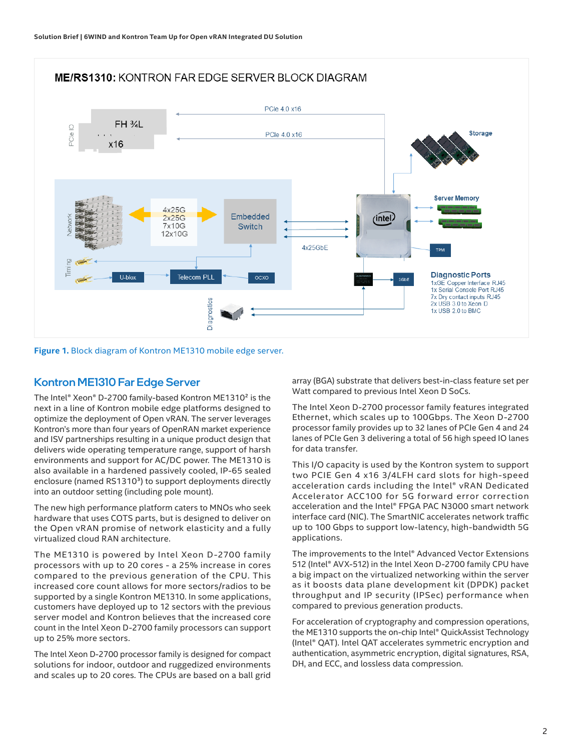**ME/RS1310:** KONTRON FAR EDGE SERVER BLOCK DIAGRAM

**Figure 1.** Block diagram of Kontron ME1310 mobile edge server.

## Kontron ME1310 Far Edge Server

The Intel® Xeon® D-2700 family-based Kontron ME1310[2] is the next in a line of Kontron mobile edge platforms designed to optimize the deployment of Open vRAN. The server leverages Kontron's more than four years of OpenRAN market experience and ISV partnerships resulting in a unique product design that delivers wide operating temperature range, support of harsh environments and support for AC/DC power. The ME1310 is also available in a hardened passively cooled, IP-65 sealed enclosure (named RS1310[3]) to support deployments directly into an outdoor setting (including pole mount).

The new high performance platform caters to MNOs who seek hardware that uses COTS parts, but is designed to deliver on the Open vRAN promise of network elasticity and a fully virtualized cloud RAN architecture.

The ME1310 is powered by Intel Xeon D-2700 family processors with up to 20 cores - a 25% increase in cores compared to the previous generation of the CPU. This increased core count allows for more sectors/radios to be supported by a single Kontron ME1310. In some applications, customers have deployed up to 12 sectors with the previous server model and Kontron believes that the increased core count in the Intel Xeon D-2700 family processors can support up to 25% more sectors.

The Intel Xeon D-2700 processor family is designed for compact solutions for indoor, outdoor and ruggedized environments and scales up to 20 cores. The CPUs are based on a ball grid array (BGA) substrate that delivers best-in-class feature set per Watt compared to previous Intel Xeon D SoCs.

The Intel Xeon D-2700 processor family features integrated Ethernet, which scales up to 100Gbps. The Xeon D-2700 processor family provides up to 32 lanes of PCIe Gen 4 and 24 lanes of PCIe Gen 3 delivering a total of 56 high speed IO lanes for data transfer.

This I/O capacity is used by the Kontron system to support two PCIE Gen 4 x16 3/4LFH card slots for high-speed acceleration cards including the Intel® vRAN Dedicated Accelerator ACC100 for 5G forward error correction acceleration and the Intel® FPGA PAC N3000 smart network interface card (NIC). The SmartNIC accelerates network traffic up to 100 Gbps to support low-latency, high-bandwidth 5G applications.

The improvements to the Intel® Advanced Vector Extensions 512 (Intel® AVX-512) in the Intel Xeon D-2700 family CPU have a big impact on the virtualized networking within the server as it boosts data plane development kit (DPDK) packet throughput and IP security (IPSec) performance when compared to previous generation products.

For acceleration of cryptography and compression operations, the ME1310 supports the on-chip Intel® QuickAssist Technology (Intel® QAT). Intel QAT accelerates symmetric encryption and authentication, asymmetric encryption, digital signatures, RSA, DH, and ECC, and lossless data compression.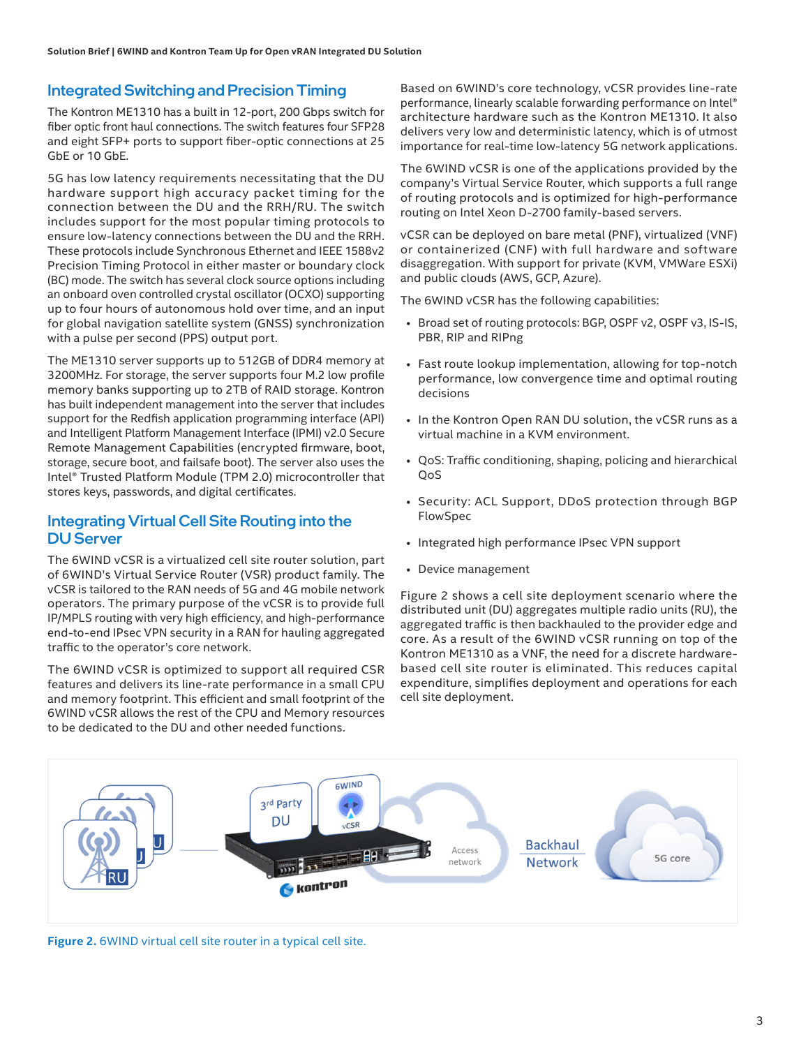## Integrated Switching and Precision Timing

The Kontron ME1310 has a built in 12-port, 200 Gbps switch for fiber optic front haul connections. The switch features four SFP28 and eight SFP+ ports to support fiber-optic connections at 25 GbE or 10 GbE.

5G has low latency requirements necessitating that the DU hardware support high accuracy packet timing for the connection between the DU and the RRH/RU. The switch includes support for the most popular timing protocols to ensure low-latency connections between the DU and the RRH. These protocols include Synchronous Ethernet and IEEE 1588v2 Precision Timing Protocol in either master or boundary clock (BC) mode. The switch has several clock source options including an onboard oven controlled crystal oscillator (OCXO) supporting up to four hours of autonomous hold over time, and an input for global navigation satellite system (GNSS) synchronization with a pulse per second (PPS) output port.

The ME1310 server supports up to 512GB of DDR4 memory at 3200MHz. For storage, the server supports four M.2 low profile memory banks supporting up to 2TB of RAID storage. Kontron has built independent management into the server that includes support for the Redfish application programming interface (API) and Intelligent Platform Management Interface (IPMI) v2.0 Secure Remote Management Capabilities (encrypted firmware, boot, storage, secure boot, and failsafe boot). The server also uses the Intel® Trusted Platform Module (TPM 2.0) microcontroller that stores keys, passwords, and digital certificates.

## Integrating Virtual Cell Site Routing into the DU Server

The 6WIND vCSR is a virtualized cell site router solution, part of 6WIND's Virtual Service Router (VSR) product family. The vCSR is tailored to the RAN needs of 5G and 4G mobile network operators. The primary purpose of the vCSR is to provide full IP/MPLS routing with very high efficiency, and high-performance end-to-end IPsec VPN security in a RAN for hauling aggregated traffic to the operator's core network.

The 6WIND vCSR is optimized to support all required CSR features and delivers its line-rate performance in a small CPU and memory footprint. This efficient and small footprint of the 6WIND vCSR allows the rest of the CPU and Memory resources to be dedicated to the DU and other needed functions.

Based on 6WIND's core technology, vCSR provides line-rate performance, linearly scalable forwarding performance on Intel® architecture hardware such as the Kontron ME1310. It also delivers very low and deterministic latency, which is of utmost importance for real-time low-latency 5G network applications.

The 6WIND vCSR is one of the applications provided by the company's Virtual Service Router, which supports a full range of routing protocols and is optimized for high-performance routing on Intel Xeon D-2700 family-based servers.

vCSR can be deployed on bare metal (PNF), virtualized (VNF) or containerized (CNF) with full hardware and software disaggregation. With support for private (KVM, VMWare ESXi) and public clouds (AWS, GCP, Azure).

The 6WIND vCSR has the following capabilities:

- Broad set of routing protocols: BGP, OSPF v2, OSPF v3, IS-IS, PBR, RIP and RIPng
- Fast route lookup implementation, allowing for top-notch performance, low convergence time and optimal routing decisions
- In the Kontron Open RAN DU solution, the vCSR runs as a virtual machine in a KVM environment.
- QoS: Traffic conditioning, shaping, policing and hierarchical QoS
- Security: ACL Support, DDoS protection through BGP FlowSpec
- Integrated high performance IPsec VPN support
- Device management

Figure 2 shows a cell site deployment scenario where the distributed unit (DU) aggregates multiple radio units (RU), the aggregated traffic is then backhauled to the provider edge and core. As a result of the 6WIND vCSR running on top of the Kontron ME1310 as a VNF, the need for a discrete hardware-based cell site router is eliminated. This reduces capital expenditure, simplifies deployment and operations for each cell site deployment.

**Figure 2.** 6WIND virtual cell site router in a typical cell site.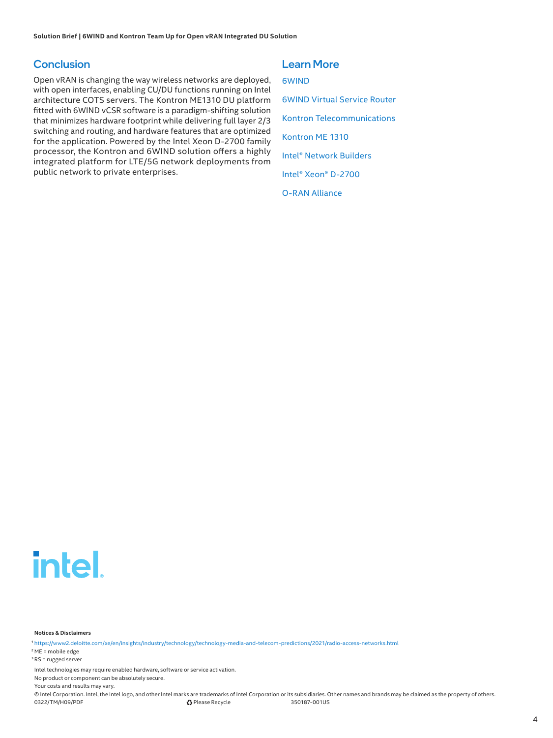## Conclusion

Open vRAN is changing the way wireless networks are deployed, with open interfaces, enabling CU/DU functions running on Intel architecture COTS servers. The Kontron ME1310 DU platform fitted with 6WIND vCSR software is a paradigm-shifting solution that minimizes hardware footprint while delivering full layer 2/3 switching and routing, and hardware features that are optimized for the application. Powered by the Intel Xeon D-2700 family processor, the Kontron and 6WIND solution offers a highly integrated platform for LTE/5G network deployments from public network to private enterprises.

## Learn More

6WIND

6WIND Virtual Service Router

Kontron Telecommunications

Kontron ME 1310

Intel® Network Builders

Intel® Xeon® D-2700

O-RAN Alliance

**Notices & Disclaimers**

[1] https://www2.deloitte.com/xe/en/insights/industry/technology/technology-media-and-telecom-predictions/2021/radio-access-networks.html

[2] ME = mobile edge

[3] RS = rugged server

Intel technologies may require enabled hardware, software or service activation.

No product or component can be absolutely secure.

Your costs and results may vary.

© Intel Corporation. Intel, the Intel logo, and other Intel marks are trademarks of Intel Corporation or its subsidiaries. Other names and brands may be claimed as the property of others.

0322/TM/H09/PDF ♲ Please Recycle 350187-001US